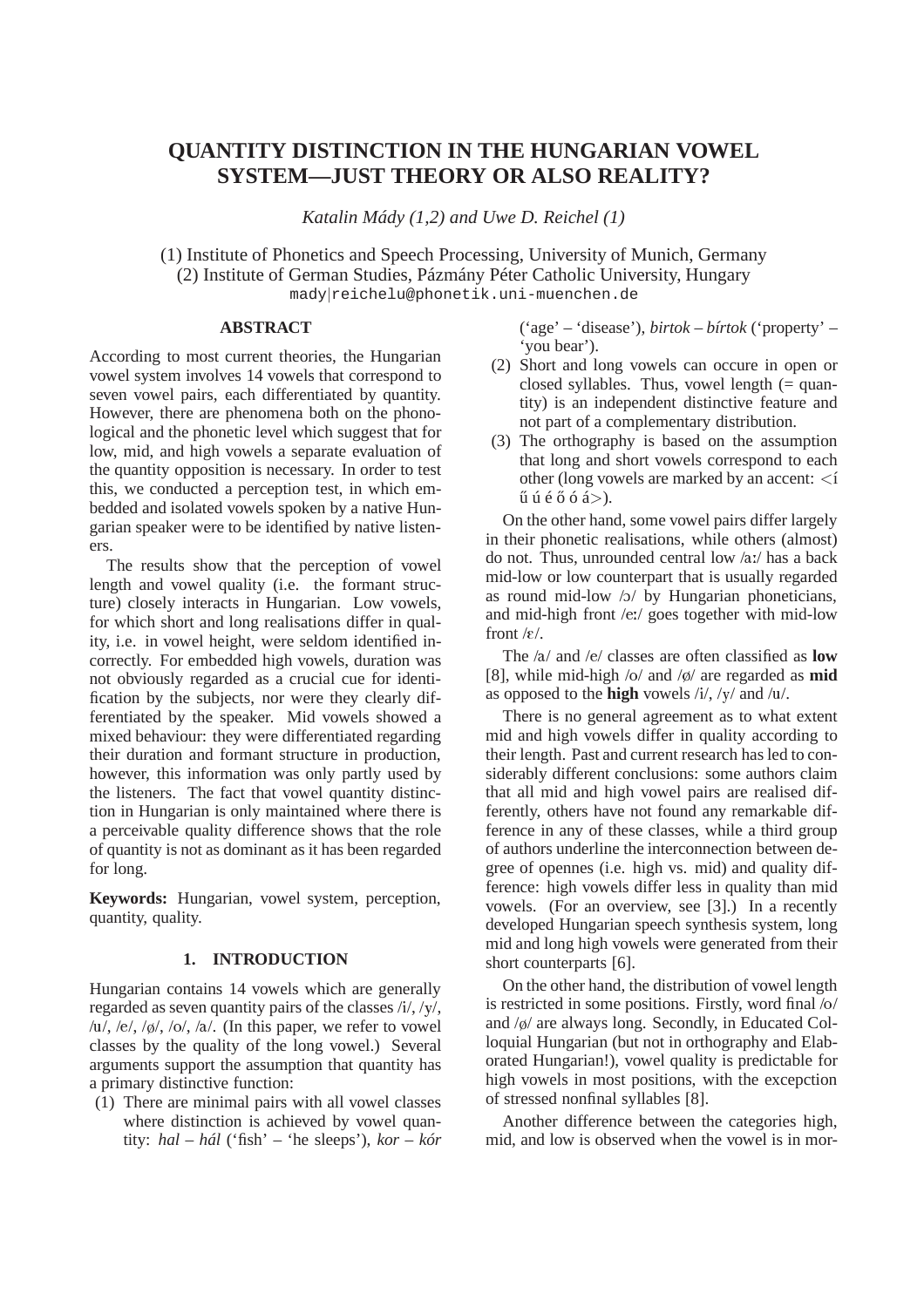# QUANTITY DISTINCTION IN THE HUNGARIAN VOWEL SYSTEM—JUST THEORY OR ALSO REALITY?

*Katalin Mády (1,2) and Uwe D. Reichel (1)*

(1) Institute of Phonetics and Speech Processing, University of Munich, Germany
(2) Institute of German Studies, Pázmány Péter Catholic University, Hungary
mady|reichelu@phonetik.uni-muenchen.de

## ABSTRACT

According to most current theories, the Hungarian vowel system involves 14 vowels that correspond to seven vowel pairs, each differentiated by quantity. However, there are phenomena both on the phonological and the phonetic level which suggest that for low, mid, and high vowels a separate evaluation of the quantity opposition is necessary. In order to test this, we conducted a perception test, in which embedded and isolated vowels spoken by a native Hungarian speaker were to be identified by native listeners.

The results show that the perception of vowel length and vowel quality (i.e. the formant structure) closely interacts in Hungarian. Low vowels, for which short and long realisations differ in quality, i.e. in vowel height, were seldom identified incorrectly. For embedded high vowels, duration was not obviously regarded as a crucial cue for identification by the subjects, nor were they clearly differentiated by the speaker. Mid vowels showed a mixed behaviour: they were differentiated regarding their duration and formant structure in production, however, this information was only partly used by the listeners. The fact that vowel quantity distinction in Hungarian is only maintained where there is a perceivable quality difference shows that the role of quantity is not as dominant as it has been regarded for long.

**Keywords:** Hungarian, vowel system, perception, quantity, quality.

## 1. INTRODUCTION

Hungarian contains 14 vowels which are generally regarded as seven quantity pairs of the classes /i/, /y/, /u/, /e/, /ø/, /o/, /a/. (In this paper, we refer to vowel classes by the quality of the long vowel.) Several arguments support the assumption that quantity has a primary distinctive function:

(1) There are minimal pairs with all vowel classes where distinction is achieved by vowel quantity: *hal* – *hál* ('fish' – 'he sleeps'), *kor* – *kór* ('age' – 'disease'), *birtok* – *bírtok* ('property' – 'you bear').

(2) Short and long vowels can occure in open or closed syllables. Thus, vowel length (= quantity) is an independent distinctive feature and not part of a complementary distribution.

(3) The orthography is based on the assumption that long and short vowels correspond to each other (long vowels are marked by an accent: <í ű ú é ő ó á>).

On the other hand, some vowel pairs differ largely in their phonetic realisations, while others (almost) do not. Thus, unrounded central low /aː/ has a back mid-low or low counterpart that is usually regarded as round mid-low /ɔ/ by Hungarian phoneticians, and mid-high front /eː/ goes together with mid-low front /ɛ/.

The /a/ and /e/ classes are often classified as **low** [8], while mid-high /o/ and /ø/ are regarded as **mid** as opposed to the **high** vowels /i/, /y/ and /u/.

There is no general agreement as to what extent mid and high vowels differ in quality according to their length. Past and current research has led to considerably different conclusions: some authors claim that all mid and high vowel pairs are realised differently, others have not found any remarkable difference in any of these classes, while a third group of authors underline the interconnection between degree of opennes (i.e. high vs. mid) and quality difference: high vowels differ less in quality than mid vowels. (For an overview, see [3].) In a recently developed Hungarian speech synthesis system, long mid and long high vowels were generated from their short counterparts [6].

On the other hand, the distribution of vowel length is restricted in some positions. Firstly, word final /o/ and /ø/ are always long. Secondly, in Educated Colloquial Hungarian (but not in orthography and Elaborated Hungarian!), vowel quality is predictable for high vowels in most positions, with the excepction of stressed nonfinal syllables [8].

Another difference between the categories high, mid, and low is observed when the vowel is in mor-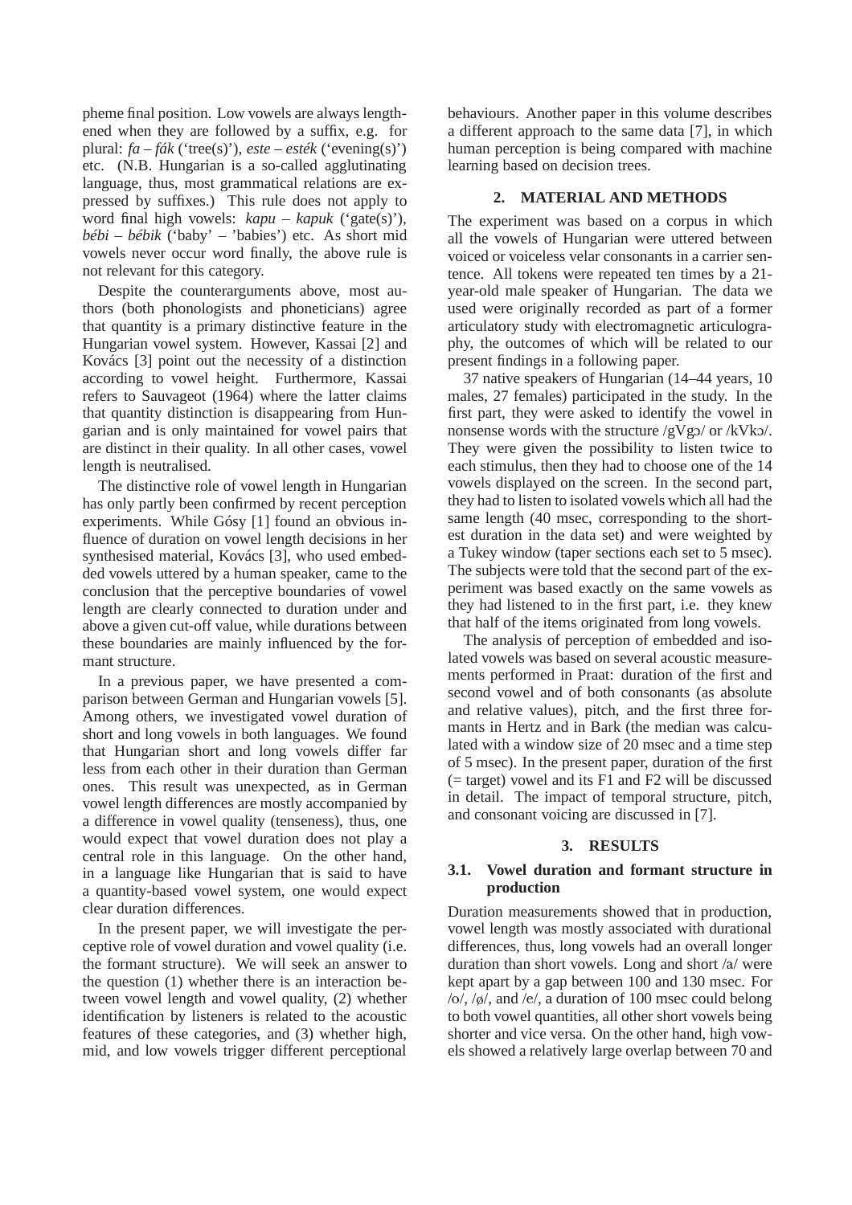pheme final position. Low vowels are always lengthened when they are followed by a suffix, e.g. for plural: *fa – fák* ('tree(s)'), *este – esték* ('evening(s)') etc. (N.B. Hungarian is a so-called agglutinating language, thus, most grammatical relations are expressed by suffixes.) This rule does not apply to word final high vowels: *kapu – kapuk* ('gate(s)'), *bébi – bébik* ('baby' – 'babies') etc. As short mid vowels never occur word finally, the above rule is not relevant for this category.

Despite the counterarguments above, most authors (both phonologists and phoneticians) agree that quantity is a primary distinctive feature in the Hungarian vowel system. However, Kassai [2] and Kovács [3] point out the necessity of a distinction according to vowel height. Furthermore, Kassai refers to Sauvageot (1964) where the latter claims that quantity distinction is disappearing from Hungarian and is only maintained for vowel pairs that are distinct in their quality. In all other cases, vowel length is neutralised.

The distinctive role of vowel length in Hungarian has only partly been confirmed by recent perception experiments. While Gósy [1] found an obvious influence of duration on vowel length decisions in her synthesised material, Kovács [3], who used embedded vowels uttered by a human speaker, came to the conclusion that the perceptive boundaries of vowel length are clearly connected to duration under and above a given cut-off value, while durations between these boundaries are mainly influenced by the formant structure.

In a previous paper, we have presented a comparison between German and Hungarian vowels [5]. Among others, we investigated vowel duration of short and long vowels in both languages. We found that Hungarian short and long vowels differ far less from each other in their duration than German ones. This result was unexpected, as in German vowel length differences are mostly accompanied by a difference in vowel quality (tenseness), thus, one would expect that vowel duration does not play a central role in this language. On the other hand, in a language like Hungarian that is said to have a quantity-based vowel system, one would expect clear duration differences.

In the present paper, we will investigate the perceptive role of vowel duration and vowel quality (i.e. the formant structure). We will seek an answer to the question (1) whether there is an interaction between vowel length and vowel quality, (2) whether identification by listeners is related to the acoustic features of these categories, and (3) whether high, mid, and low vowels trigger different perceptional behaviours. Another paper in this volume describes a different approach to the same data [7], in which human perception is being compared with machine learning based on decision trees.

## 2. MATERIAL AND METHODS

The experiment was based on a corpus in which all the vowels of Hungarian were uttered between voiced or voiceless velar consonants in a carrier sentence. All tokens were repeated ten times by a 21-year-old male speaker of Hungarian. The data we used were originally recorded as part of a former articulatory study with electromagnetic articulography, the outcomes of which will be related to our present findings in a following paper.

37 native speakers of Hungarian (14–44 years, 10 males, 27 females) participated in the study. In the first part, they were asked to identify the vowel in nonsense words with the structure /gVgɔ/ or /kVkɔ/. They were given the possibility to listen twice to each stimulus, then they had to choose one of the 14 vowels displayed on the screen. In the second part, they had to listen to isolated vowels which all had the same length (40 msec, corresponding to the shortest duration in the data set) and were weighted by a Tukey window (taper sections each set to 5 msec). The subjects were told that the second part of the experiment was based exactly on the same vowels as they had listened to in the first part, i.e. they knew that half of the items originated from long vowels.

The analysis of perception of embedded and isolated vowels was based on several acoustic measurements performed in Praat: duration of the first and second vowel and of both consonants (as absolute and relative values), pitch, and the first three formants in Hertz and in Bark (the median was calculated with a window size of 20 msec and a time step of 5 msec). In the present paper, duration of the first (= target) vowel and its F1 and F2 will be discussed in detail. The impact of temporal structure, pitch, and consonant voicing are discussed in [7].

## 3. RESULTS

### 3.1. Vowel duration and formant structure in production

Duration measurements showed that in production, vowel length was mostly associated with durational differences, thus, long vowels had an overall longer duration than short vowels. Long and short /a/ were kept apart by a gap between 100 and 130 msec. For /o/, /ø/, and /e/, a duration of 100 msec could belong to both vowel quantities, all other short vowels being shorter and vice versa. On the other hand, high vowels showed a relatively large overlap between 70 and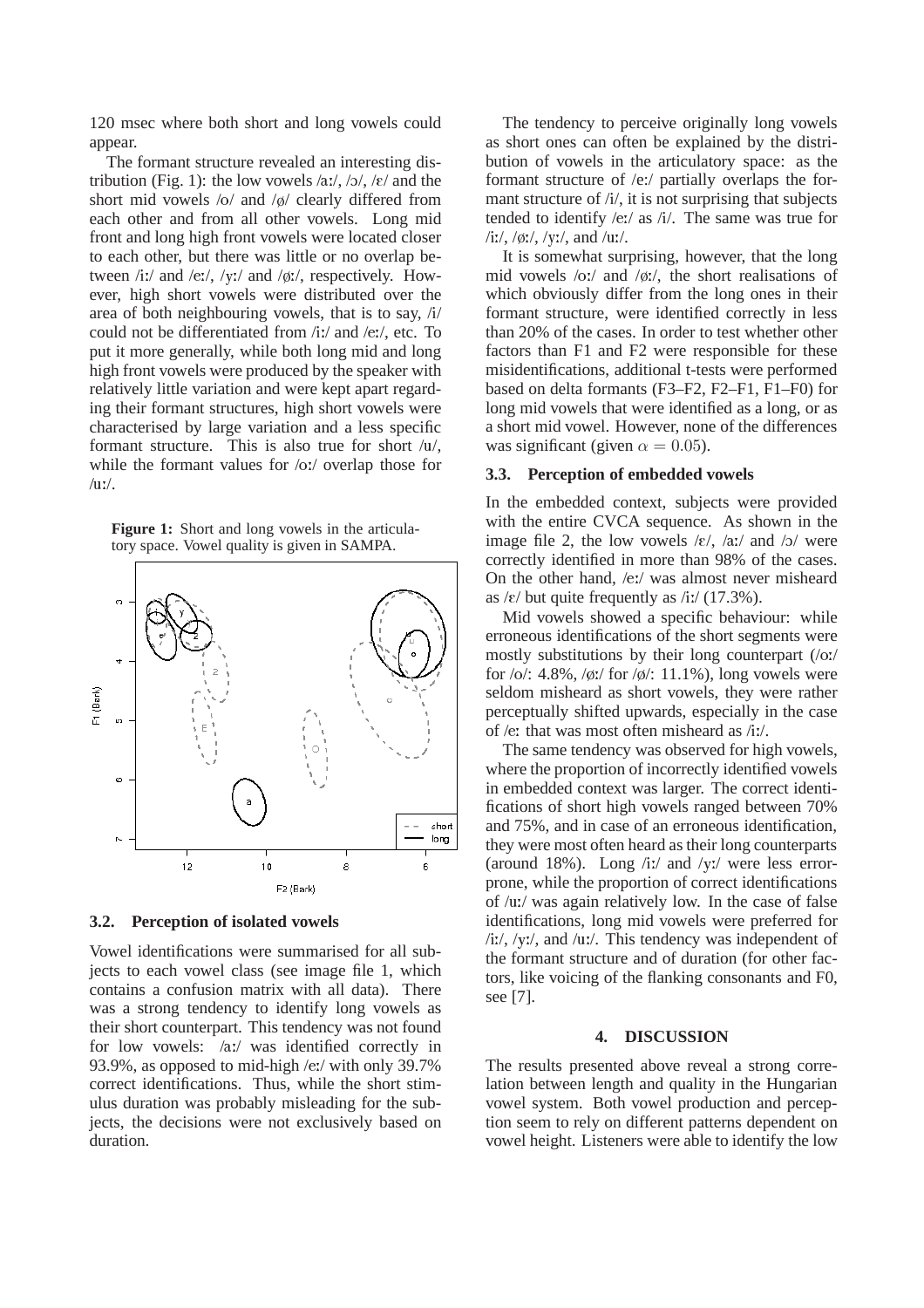120 msec where both short and long vowels could appear.

The formant structure revealed an interesting distribution (Fig. 1): the low vowels /aː/, /ɔ/, /ɛ/ and the short mid vowels /o/ and /ø/ clearly differed from each other and from all other vowels. Long mid front and long high front vowels were located closer to each other, but there was little or no overlap between /iː/ and /eː/, /yː/ and /øː/, respectively. However, high short vowels were distributed over the area of both neighbouring vowels, that is to say, /i/ could not be differentiated from /iː/ and /eː/, etc. To put it more generally, while both long mid and long high front vowels were produced by the speaker with relatively little variation and were kept apart regarding their formant structures, high short vowels were characterised by large variation and a less specific formant structure. This is also true for short /u/, while the formant values for /oː/ overlap those for /uː/.

**Figure 1:** Short and long vowels in the articulatory space. Vowel quality is given in SAMPA.

### 3.2. Perception of isolated vowels

Vowel identifications were summarised for all subjects to each vowel class (see image file 1, which contains a confusion matrix with all data). There was a strong tendency to identify long vowels as their short counterpart. This tendency was not found for low vowels: /aː/ was identified correctly in 93.9%, as opposed to mid-high /eː/ with only 39.7% correct identifications. Thus, while the short stimulus duration was probably misleading for the subjects, the decisions were not exclusively based on duration.

The tendency to perceive originally long vowels as short ones can often be explained by the distribution of vowels in the articulatory space: as the formant structure of /eː/ partially overlaps the formant structure of /i/, it is not surprising that subjects tended to identify /eː/ as /i/. The same was true for /iː/, /øː/, /yː/, and /uː/.

It is somewhat surprising, however, that the long mid vowels /oː/ and /øː/, the short realisations of which obviously differ from the long ones in their formant structure, were identified correctly in less than 20% of the cases. In order to test whether other factors than F1 and F2 were responsible for these misidentifications, additional t-tests were performed based on delta formants (F3–F2, F2–F1, F1–F0) for long mid vowels that were identified as a long, or as a short mid vowel. However, none of the differences was significant (given $\alpha = 0.05$).

### 3.3. Perception of embedded vowels

In the embedded context, subjects were provided with the entire CVCA sequence. As shown in the image file 2, the low vowels /ɛ/, /aː/ and /ɔ/ were correctly identified in more than 98% of the cases. On the other hand, /eː/ was almost never misheard as /ɛ/ but quite frequently as /iː/ (17.3%).

Mid vowels showed a specific behaviour: while erroneous identifications of the short segments were mostly substitutions by their long counterpart (/oː/ for /o/: 4.8%, /øː/ for /ø/: 11.1%), long vowels were seldom misheard as short vowels, they were rather perceptually shifted upwards, especially in the case of /eː that was most often misheard as /iː/.

The same tendency was observed for high vowels, where the proportion of incorrectly identified vowels in embedded context was larger. The correct identifications of short high vowels ranged between 70% and 75%, and in case of an erroneous identification, they were most often heard as their long counterparts (around 18%). Long /iː/ and /yː/ were less errorprone, while the proportion of correct identifications of /uː/ was again relatively low. In the case of false identifications, long mid vowels were preferred for /iː/, /yː/, and /uː/. This tendency was independent of the formant structure and of duration (for other factors, like voicing of the flanking consonants and F0, see [7].

## 4. DISCUSSION

The results presented above reveal a strong correlation between length and quality in the Hungarian vowel system. Both vowel production and perception seem to rely on different patterns dependent on vowel height. Listeners were able to identify the low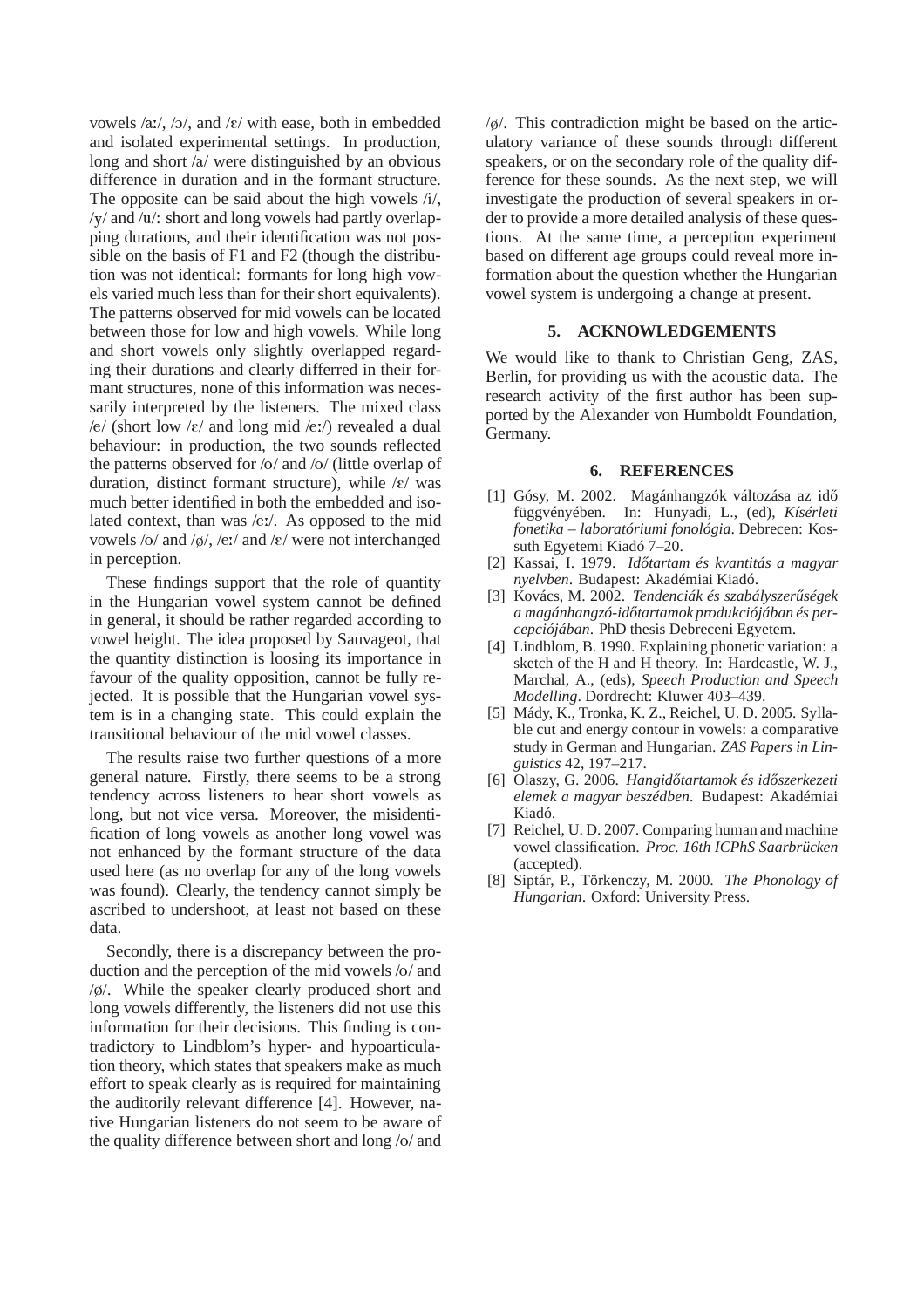vowels /aː/, /ɔ/, and /ɛ/ with ease, both in embedded and isolated experimental settings. In production, long and short /a/ were distinguished by an obvious difference in duration and in the formant structure. The opposite can be said about the high vowels /i/, /y/ and /u/: short and long vowels had partly overlapping durations, and their identification was not possible on the basis of F1 and F2 (though the distribution was not identical: formants for long high vowels varied much less than for their short equivalents). The patterns observed for mid vowels can be located between those for low and high vowels. While long and short vowels only slightly overlapped regarding their durations and clearly differred in their formant structures, none of this information was necessarily interpreted by the listeners. The mixed class /e/ (short low /ɛ/ and long mid /eː/) revealed a dual behaviour: in production, the two sounds reflected the patterns observed for /o/ and /o/ (little overlap of duration, distinct formant structure), while /ɛ/ was much better identified in both the embedded and isolated context, than was /eː/. As opposed to the mid vowels /o/ and /ø/, /eː/ and /ɛ/ were not interchanged in perception.

These findings support that the role of quantity in the Hungarian vowel system cannot be defined in general, it should be rather regarded according to vowel height. The idea proposed by Sauvageot, that the quantity distinction is loosing its importance in favour of the quality opposition, cannot be fully rejected. It is possible that the Hungarian vowel system is in a changing state. This could explain the transitional behaviour of the mid vowel classes.

The results raise two further questions of a more general nature. Firstly, there seems to be a strong tendency across listeners to hear short vowels as long, but not vice versa. Moreover, the misidentification of long vowels as another long vowel was not enhanced by the formant structure of the data used here (as no overlap for any of the long vowels was found). Clearly, the tendency cannot simply be ascribed to undershoot, at least not based on these data.

Secondly, there is a discrepancy between the production and the perception of the mid vowels /o/ and /ø/. While the speaker clearly produced short and long vowels differently, the listeners did not use this information for their decisions. This finding is contradictory to Lindblom's hyper- and hypoarticulation theory, which states that speakers make as much effort to speak clearly as is required for maintaining the auditorily relevant difference [4]. However, native Hungarian listeners do not seem to be aware of the quality difference between short and long /o/ and /ø/. This contradiction might be based on the articulatory variance of these sounds through different speakers, or on the secondary role of the quality difference for these sounds. As the next step, we will investigate the production of several speakers in order to provide a more detailed analysis of these questions. At the same time, a perception experiment based on different age groups could reveal more information about the question whether the Hungarian vowel system is undergoing a change at present.

## 5. ACKNOWLEDGEMENTS

We would like to thank to Christian Geng, ZAS, Berlin, for providing us with the acoustic data. The research activity of the first author has been supported by the Alexander von Humboldt Foundation, Germany.

## 6. REFERENCES

[1] Gósy, M. 2002. Magánhangzók változása az idő függvényében. In: Hunyadi, L., (ed), *Kísérleti fonetika – laboratóriumi fonológia*. Debrecen: Kossuth Egyetemi Kiadó 7–20.

[2] Kassai, I. 1979. *Időtartam és kvantitás a magyar nyelvben*. Budapest: Akadémiai Kiadó.

[3] Kovács, M. 2002. *Tendenciák és szabályszerűségek a magánhangzó-időtartamok produkciójában és percepciójában*. PhD thesis Debreceni Egyetem.

[4] Lindblom, B. 1990. Explaining phonetic variation: a sketch of the H and H theory. In: Hardcastle, W. J., Marchal, A., (eds), *Speech Production and Speech Modelling*. Dordrecht: Kluwer 403–439.

[5] Mády, K., Tronka, K. Z., Reichel, U. D. 2005. Syllable cut and energy contour in vowels: a comparative study in German and Hungarian. *ZAS Papers in Linguistics* 42, 197–217.

[6] Olaszy, G. 2006. *Hangidőtartamok és időszerkezeti elemek a magyar beszédben*. Budapest: Akadémiai Kiadó.

[7] Reichel, U. D. 2007. Comparing human and machine vowel classification. *Proc. 16th ICPhS Saarbrücken* (accepted).

[8] Siptár, P., Törkenczy, M. 2000. *The Phonology of Hungarian*. Oxford: University Press.